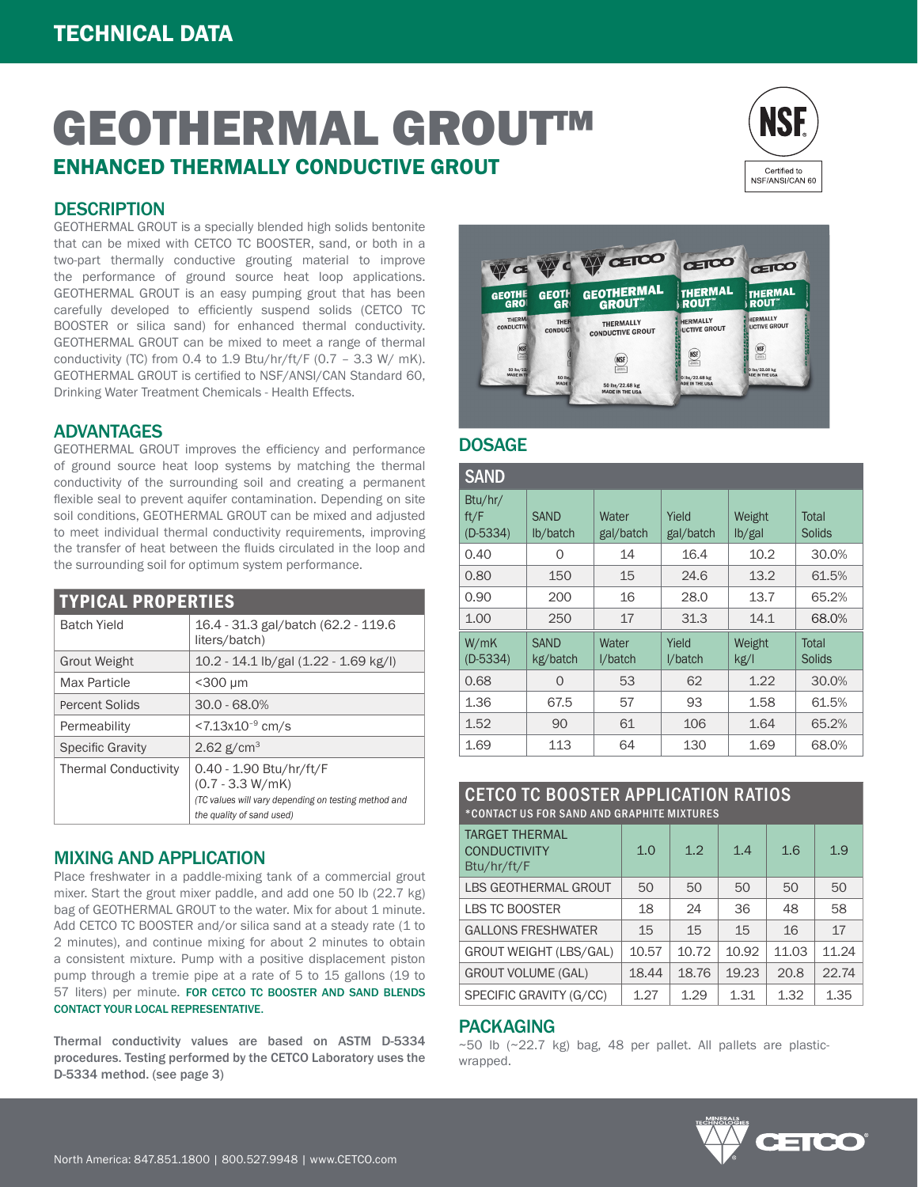TECHNICAL DATA

# GEOTHERMAL GROUT™

## ENHANCED THERMALLY CONDUCTIVE GROUT

Certified to NSF/ANSI/CAN 60

## DESCRIPTION

GEOTHERMAL GROUT is a specially blended high solids bentonite that can be mixed with CETCO TC BOOSTER, sand, or both in a two-part thermally conductive grouting material to improve the performance of ground source heat loop applications. GEOTHERMAL GROUT is an easy pumping grout that has been carefully developed to efficiently suspend solids (CETCO TC BOOSTER or silica sand) for enhanced thermal conductivity. GEOTHERMAL GROUT can be mixed to meet a range of thermal conductivity (TC) from 0.4 to 1.9 Btu/hr/ft/F (0.7 – 3.3 W/ mK). GEOTHERMAL GROUT is certified to NSF/ANSI/CAN Standard 60, Drinking Water Treatment Chemicals - Health Effects.

## ADVANTAGES

GEOTHERMAL GROUT improves the efficiency and performance of ground source heat loop systems by matching the thermal conductivity of the surrounding soil and creating a permanent flexible seal to prevent aquifer contamination. Depending on site soil conditions, GEOTHERMAL GROUT can be mixed and adjusted to meet individual thermal conductivity requirements, improving the transfer of heat between the fluids circulated in the loop and the surrounding soil for optimum system performance.

| TYPICAL PROPERTIES | |
|---|---|
| Batch Yield | 16.4 - 31.3 gal/batch (62.2 - 119.6 liters/batch) |
| Grout Weight | 10.2 - 14.1 lb/gal (1.22 - 1.69 kg/l) |
| Max Particle | <300 µm |
| Percent Solids | 30.0 - 68.0% |
| Permeability | $<7.13 \times 10^{-9}$ cm/s |
| Specific Gravity | 2.62 g/cm$^3$ |
| Thermal Conductivity | 0.40 - 1.90 Btu/hr/ft/F (0.7 - 3.3 W/mK) *(TC values will vary depending on testing method and the quality of sand used)* |

## MIXING AND APPLICATION

Place freshwater in a paddle-mixing tank of a commercial grout mixer. Start the grout mixer paddle, and add one 50 lb (22.7 kg) bag of GEOTHERMAL GROUT to the water. Mix for about 1 minute. Add CETCO TC BOOSTER and/or silica sand at a steady rate (1 to 2 minutes), and continue mixing for about 2 minutes to obtain a consistent mixture. Pump with a positive displacement piston pump through a tremie pipe at a rate of 5 to 15 gallons (19 to 57 liters) per minute. **FOR CETCO TC BOOSTER AND SAND BLENDS CONTACT YOUR LOCAL REPRESENTATIVE.**

**Thermal conductivity values are based on ASTM D-5334 procedures. Testing performed by the CETCO Laboratory uses the D-5334 method. (see page 3)**

## DOSAGE

**SAND**

| Btu/hr/ft/F (D-5334) | SAND lb/batch | Water gal/batch | Yield gal/batch | Weight lb/gal | Total Solids |
|---|---|---|---|---|---|
| 0.40 | 0 | 14 | 16.4 | 10.2 | 30.0% |
| 0.80 | 150 | 15 | 24.6 | 13.2 | 61.5% |
| 0.90 | 200 | 16 | 28.0 | 13.7 | 65.2% |
| 1.00 | 250 | 17 | 31.3 | 14.1 | 68.0% |
| **W/mK (D-5334)** | **SAND kg/batch** | **Water l/batch** | **Yield l/batch** | **Weight kg/l** | **Total Solids** |
| 0.68 | 0 | 53 | 62 | 1.22 | 30.0% |
| 1.36 | 67.5 | 57 | 93 | 1.58 | 61.5% |
| 1.52 | 90 | 61 | 106 | 1.64 | 65.2% |
| 1.69 | 113 | 64 | 130 | 1.69 | 68.0% |

**CETCO TC BOOSTER APPLICATION RATIOS**

*CONTACT US FOR SAND AND GRAPHITE MIXTURES

| TARGET THERMAL CONDUCTIVITY Btu/hr/ft/F | 1.0 | 1.2 | 1.4 | 1.6 | 1.9 |
|---|---|---|---|---|---|
| LBS GEOTHERMAL GROUT | 50 | 50 | 50 | 50 | 50 |
| LBS TC BOOSTER | 18 | 24 | 36 | 48 | 58 |
| GALLONS FRESHWATER | 15 | 15 | 15 | 16 | 17 |
| GROUT WEIGHT (LBS/GAL) | 10.57 | 10.72 | 10.92 | 11.03 | 11.24 |
| GROUT VOLUME (GAL) | 18.44 | 18.76 | 19.23 | 20.8 | 22.74 |
| SPECIFIC GRAVITY (G/CC) | 1.27 | 1.29 | 1.31 | 1.32 | 1.35 |

## PACKAGING

~50 lb (~22.7 kg) bag, 48 per pallet. All pallets are plastic-wrapped.

North America: 847.851.1800 | 800.527.9948 | www.CETCO.com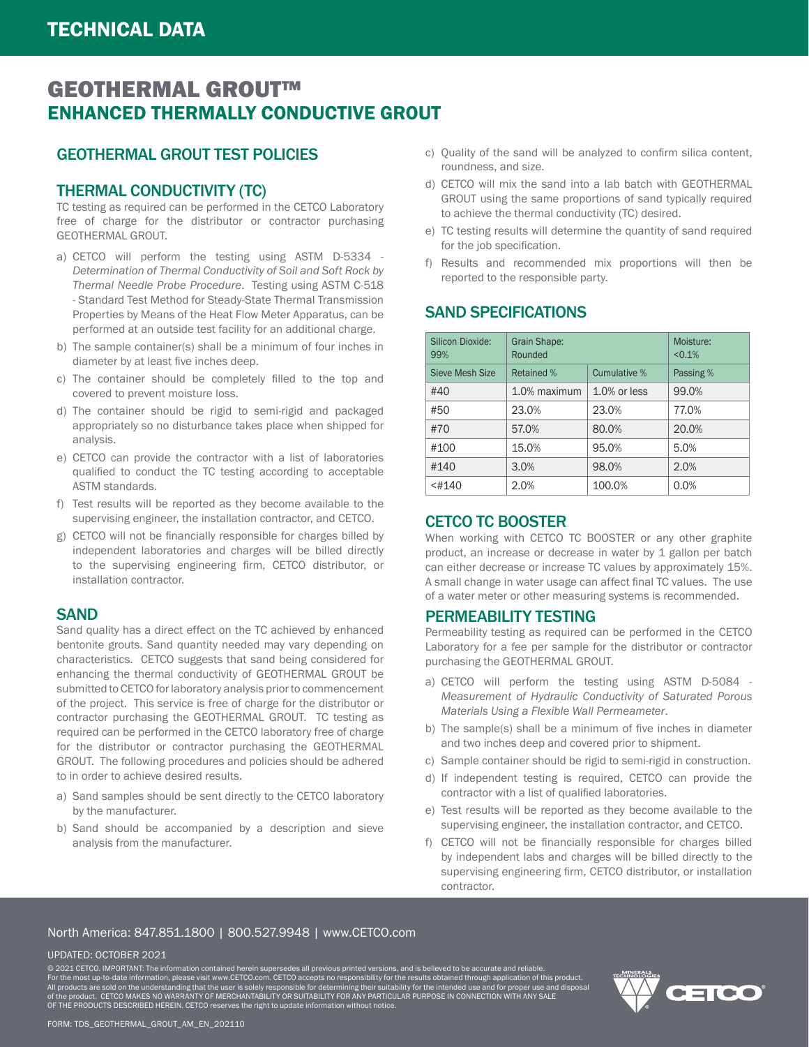# GEOTHERMAL GROUT™
## ENHANCED THERMALLY CONDUCTIVE GROUT

### GEOTHERMAL GROUT TEST POLICIES

### THERMAL CONDUCTIVITY (TC)

TC testing as required can be performed in the CETCO Laboratory free of charge for the distributor or contractor purchasing GEOTHERMAL GROUT.

a) CETCO will perform the testing using ASTM D-5334 - *Determination of Thermal Conductivity of Soil and Soft Rock by Thermal Needle Probe Procedure*. Testing using ASTM C-518 - Standard Test Method for Steady-State Thermal Transmission Properties by Means of the Heat Flow Meter Apparatus, can be performed at an outside test facility for an additional charge.

b) The sample container(s) shall be a minimum of four inches in diameter by at least five inches deep.

c) The container should be completely filled to the top and covered to prevent moisture loss.

d) The container should be rigid to semi-rigid and packaged appropriately so no disturbance takes place when shipped for analysis.

e) CETCO can provide the contractor with a list of laboratories qualified to conduct the TC testing according to acceptable ASTM standards.

f) Test results will be reported as they become available to the supervising engineer, the installation contractor, and CETCO.

g) CETCO will not be financially responsible for charges billed by independent laboratories and charges will be billed directly to the supervising engineering firm, CETCO distributor, or installation contractor.

### SAND

Sand quality has a direct effect on the TC achieved by enhanced bentonite grouts. Sand quantity needed may vary depending on characteristics. CETCO suggests that sand being considered for enhancing the thermal conductivity of GEOTHERMAL GROUT be submitted to CETCO for laboratory analysis prior to commencement of the project. This service is free of charge for the distributor or contractor purchasing the GEOTHERMAL GROUT. TC testing as required can be performed in the CETCO laboratory free of charge for the distributor or contractor purchasing the GEOTHERMAL GROUT. The following procedures and policies should be adhered to in order to achieve desired results.

a) Sand samples should be sent directly to the CETCO laboratory by the manufacturer.

b) Sand should be accompanied by a description and sieve analysis from the manufacturer.

c) Quality of the sand will be analyzed to confirm silica content, roundness, and size.

d) CETCO will mix the sand into a lab batch with GEOTHERMAL GROUT using the same proportions of sand typically required to achieve the thermal conductivity (TC) desired.

e) TC testing results will determine the quantity of sand required for the job specification.

f) Results and recommended mix proportions will then be reported to the responsible party.

### SAND SPECIFICATIONS

| Silicon Dioxide: 99% | Grain Shape: Rounded | | Moisture: <0.1% |
|---|---|---|---|
| Sieve Mesh Size | Retained % | Cumulative % | Passing % |
| #40 | 1.0% maximum | 1.0% or less | 99.0% |
| #50 | 23.0% | 23.0% | 77.0% |
| #70 | 57.0% | 80.0% | 20.0% |
| #100 | 15.0% | 95.0% | 5.0% |
| #140 | 3.0% | 98.0% | 2.0% |
| <#140 | 2.0% | 100.0% | 0.0% |

### CETCO TC BOOSTER

When working with CETCO TC BOOSTER or any other graphite product, an increase or decrease in water by 1 gallon per batch can either decrease or increase TC values by approximately 15%. A small change in water usage can affect final TC values. The use of a water meter or other measuring systems is recommended.

### PERMEABILITY TESTING

Permeability testing as required can be performed in the CETCO Laboratory for a fee per sample for the distributor or contractor purchasing the GEOTHERMAL GROUT.

a) CETCO will perform the testing using ASTM D-5084 - *Measurement of Hydraulic Conductivity of Saturated Porous Materials Using a Flexible Wall Permeameter*.

b) The sample(s) shall be a minimum of five inches in diameter and two inches deep and covered prior to shipment.

c) Sample container should be rigid to semi-rigid in construction.

d) If independent testing is required, CETCO can provide the contractor with a list of qualified laboratories.

e) Test results will be reported as they become available to the supervising engineer, the installation contractor, and CETCO.

f) CETCO will not be financially responsible for charges billed by independent labs and charges will be billed directly to the supervising engineering firm, CETCO distributor, or installation contractor.

North America: 847.851.1800 | 800.527.9948 | www.CETCO.com

UPDATED: OCTOBER 2021

© 2021 CETCO. IMPORTANT: The information contained herein supersedes all previous printed versions, and is believed to be accurate and reliable. For the most up-to-date information, please visit www.CETCO.com. CETCO accepts no responsibility for the results obtained through application of this product. All products are sold on the understanding that the user is solely responsible for determining their suitability for the intended use and for proper use and disposal of the product. CETCO MAKES NO WARRANTY OF MERCHANTABILITY OR SUITABILITY FOR ANY PARTICULAR PURPOSE IN CONNECTION WITH ANY SALE OF THE PRODUCTS DESCRIBED HEREIN. CETCO reserves the right to update information without notice.

FORM: TDS_GEOTHERMAL_GROUT_AM_EN_202110